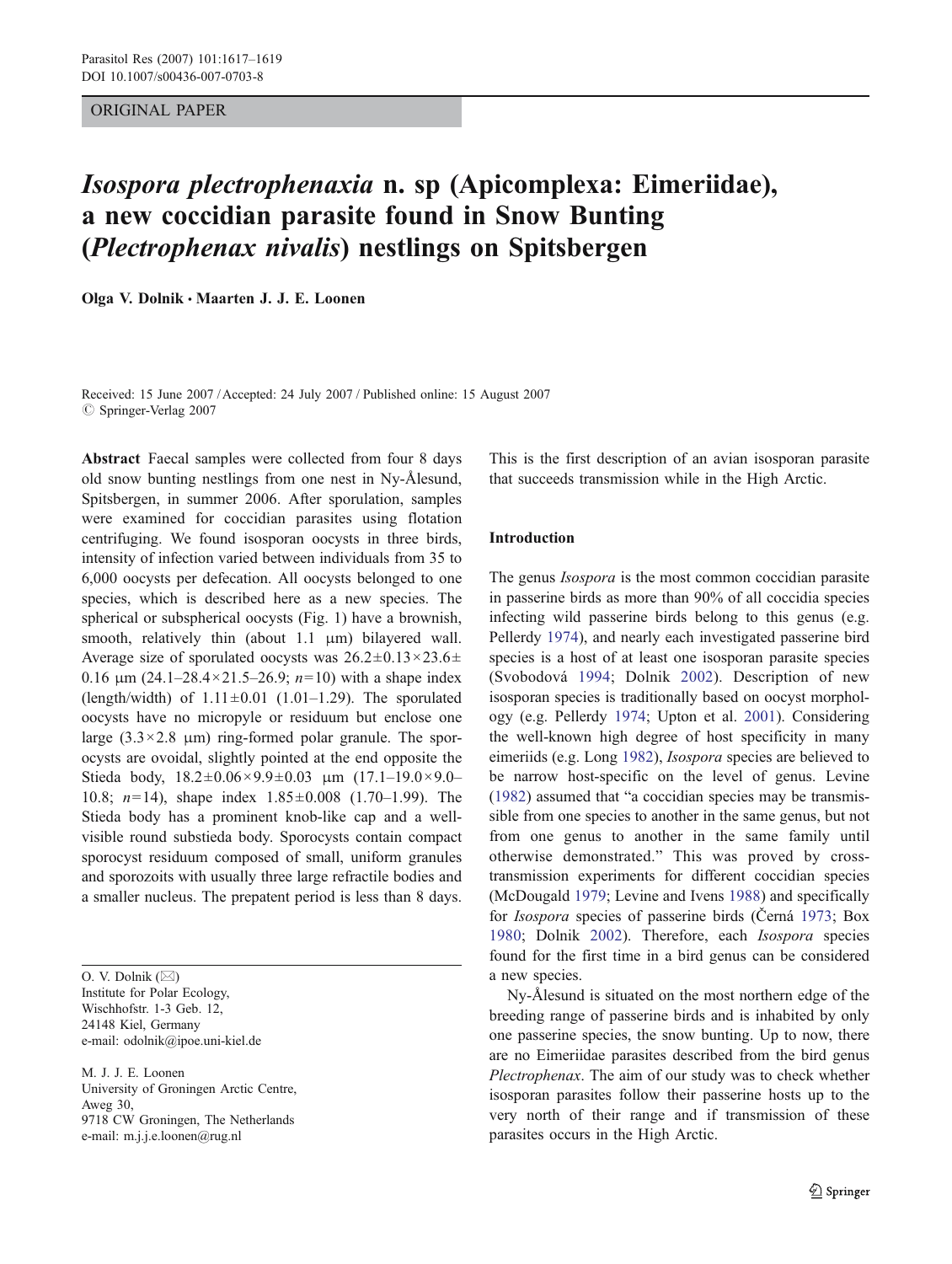ORIGINAL PAPER

# *Isospora plectrophenaxia* n. sp (Apicomplexa: Eimeriidae), a new coccidian parasite found in Snow Bunting (*Plectrophenax nivalis*) nestlings on Spitsbergen

**Olga V. Dolnik · Maarten J. J. E. Loonen**

Received: 15 June 2007 / Accepted: 24 July 2007 / Published online: 15 August 2007
© Springer-Verlag 2007

**Abstract** Faecal samples were collected from four 8 days old snow bunting nestlings from one nest in Ny-Ålesund, Spitsbergen, in summer 2006. After sporulation, samples were examined for coccidian parasites using flotation centrifuging. We found isosporan oocysts in three birds, intensity of infection varied between individuals from 35 to 6,000 oocysts per defecation. All oocysts belonged to one species, which is described here as a new species. The spherical or subspherical oocysts (Fig. 1) have a brownish, smooth, relatively thin (about 1.1 μm) bilayered wall. Average size of sporulated oocysts was 26.2±0.13×23.6±0.16 μm (24.1–28.4×21.5–26.9; $n=10$) with a shape index (length/width) of 1.11±0.01 (1.01–1.29). The sporulated oocysts have no micropyle or residuum but enclose one large (3.3×2.8 μm) ring-formed polar granule. The sporocysts are ovoidal, slightly pointed at the end opposite the Stieda body, 18.2±0.06×9.9±0.03 μm (17.1–19.0×9.0–10.8; $n=14$), shape index 1.85±0.008 (1.70–1.99). The Stieda body has a prominent knob-like cap and a well-visible round substieda body. Sporocysts contain compact sporocyst residuum composed of small, uniform granules and sporozoits with usually three large refractile bodies and a smaller nucleus. The prepatent period is less than 8 days. This is the first description of an avian isosporan parasite that succeeds transmission while in the High Arctic.

O. V. Dolnik (✉)
Institute for Polar Ecology,
Wischhofstr. 1-3 Geb. 12,
24148 Kiel, Germany
e-mail: odolnik@ipoe.uni-kiel.de

M. J. J. E. Loonen
University of Groningen Arctic Centre,
Aweg 30,
9718 CW Groningen, The Netherlands
e-mail: m.j.j.e.loonen@rug.nl

## Introduction

The genus *Isospora* is the most common coccidian parasite in passerine birds as more than 90% of all coccidia species infecting wild passerine birds belong to this genus (e.g. Pellerdy 1974), and nearly each investigated passerine bird species is a host of at least one isosporan parasite species (Svobodová 1994; Dolnik 2002). Description of new isosporan species is traditionally based on oocyst morphology (e.g. Pellerdy 1974; Upton et al. 2001). Considering the well-known high degree of host specificity in many eimeriids (e.g. Long 1982), *Isospora* species are believed to be narrow host-specific on the level of genus. Levine (1982) assumed that "a coccidian species may be transmissible from one species to another in the same genus, but not from one genus to another in the same family until otherwise demonstrated." This was proved by cross-transmission experiments for different coccidian species (McDougald 1979; Levine and Ivens 1988) and specifically for *Isospora* species of passerine birds (Černá 1973; Box 1980; Dolnik 2002). Therefore, each *Isospora* species found for the first time in a bird genus can be considered a new species.

Ny-Ålesund is situated on the most northern edge of the breeding range of passerine birds and is inhabited by only one passerine species, the snow bunting. Up to now, there are no Eimeriidae parasites described from the bird genus *Plectrophenax*. The aim of our study was to check whether isosporan parasites follow their passerine hosts up to the very north of their range and if transmission of these parasites occurs in the High Arctic.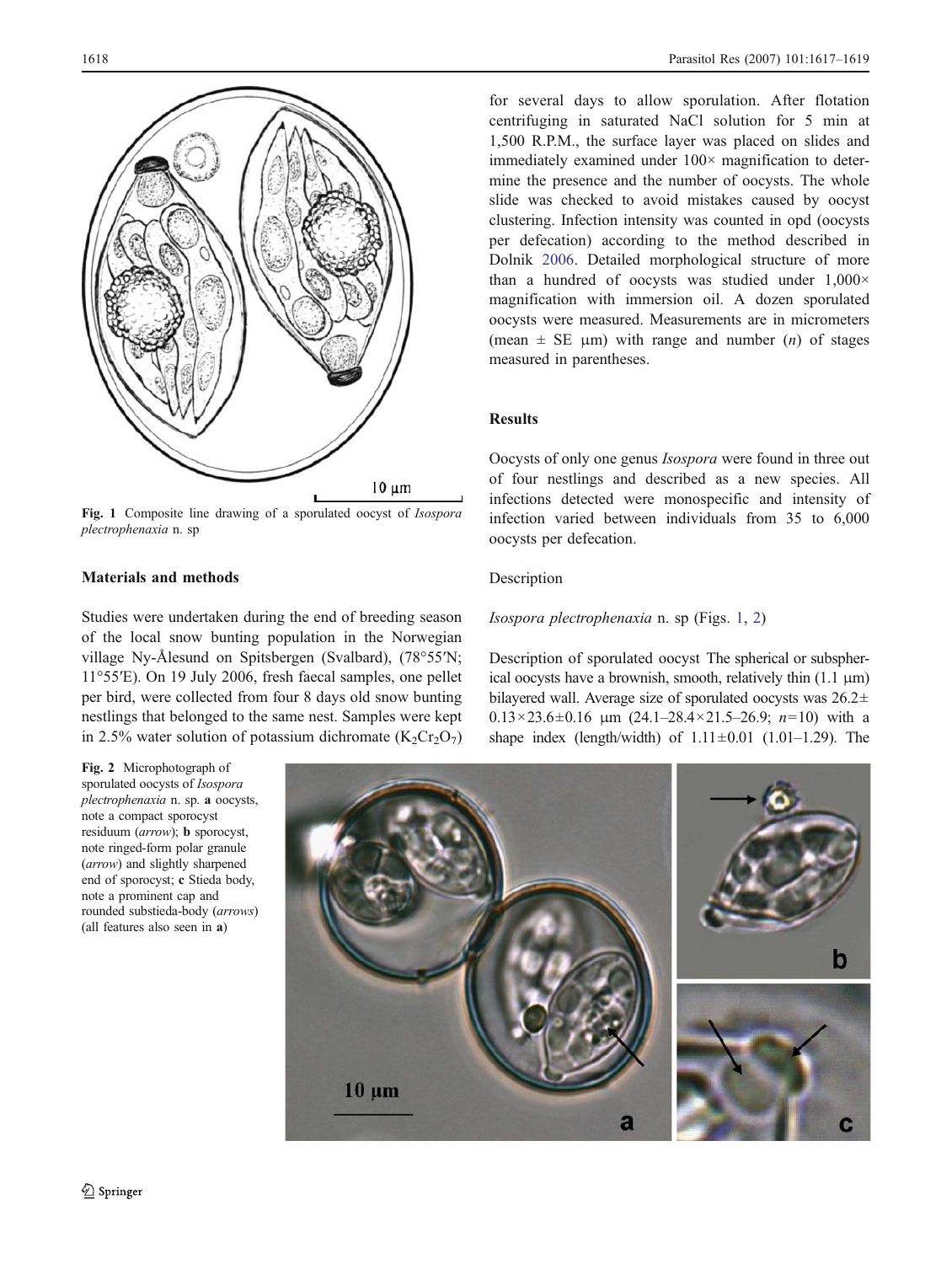Fig. 1 Composite line drawing of a sporulated oocyst of *Isospora plectrophenaxia* n. sp

### Materials and methods

Studies were undertaken during the end of breeding season of the local snow bunting population in the Norwegian village Ny-Ålesund on Spitsbergen (Svalbard), (78°55′N; 11°55′E). On 19 July 2006, fresh faecal samples, one pellet per bird, were collected from four 8 days old snow bunting nestlings that belonged to the same nest. Samples were kept in 2.5% water solution of potassium dichromate ($K_2Cr_2O_7$) for several days to allow sporulation. After flotation centrifuging in saturated NaCl solution for 5 min at 1,500 R.P.M., the surface layer was placed on slides and immediately examined under 100× magnification to determine the presence and the number of oocysts. The whole slide was checked to avoid mistakes caused by oocyst clustering. Infection intensity was counted in opd (oocysts per defecation) according to the method described in Dolnik 2006. Detailed morphological structure of more than a hundred of oocysts was studied under 1,000× magnification with immersion oil. A dozen sporulated oocysts were measured. Measurements are in micrometers (mean ± SE μm) with range and number ($n$) of stages measured in parentheses.

### Results

Oocysts of only one genus *Isospora* were found in three out of four nestlings and described as a new species. All infections detected were monospecific and intensity of infection varied between individuals from 35 to 6,000 oocysts per defecation.

Description

*Isospora plectrophenaxia* n. sp (Figs. 1, 2)

Description of sporulated oocyst The spherical or subspherical oocysts have a brownish, smooth, relatively thin (1.1 μm) bilayered wall. Average size of sporulated oocysts was 26.2± 0.13×23.6±0.16 μm (24.1–28.4×21.5–26.9; $n$=10) with a shape index (length/width) of 1.11±0.01 (1.01–1.29). The

Fig. 2 Microphotograph of sporulated oocysts of *Isospora plectrophenaxia* n. sp. **a** oocysts, note a compact sporocyst residuum (*arrow*); **b** sporocyst, note ringed-form polar granule (*arrow*) and slightly sharpened end of sporocyst; **c** Stieda body, note a prominent cap and rounded substieda-body (*arrows*) (all features also seen in **a**)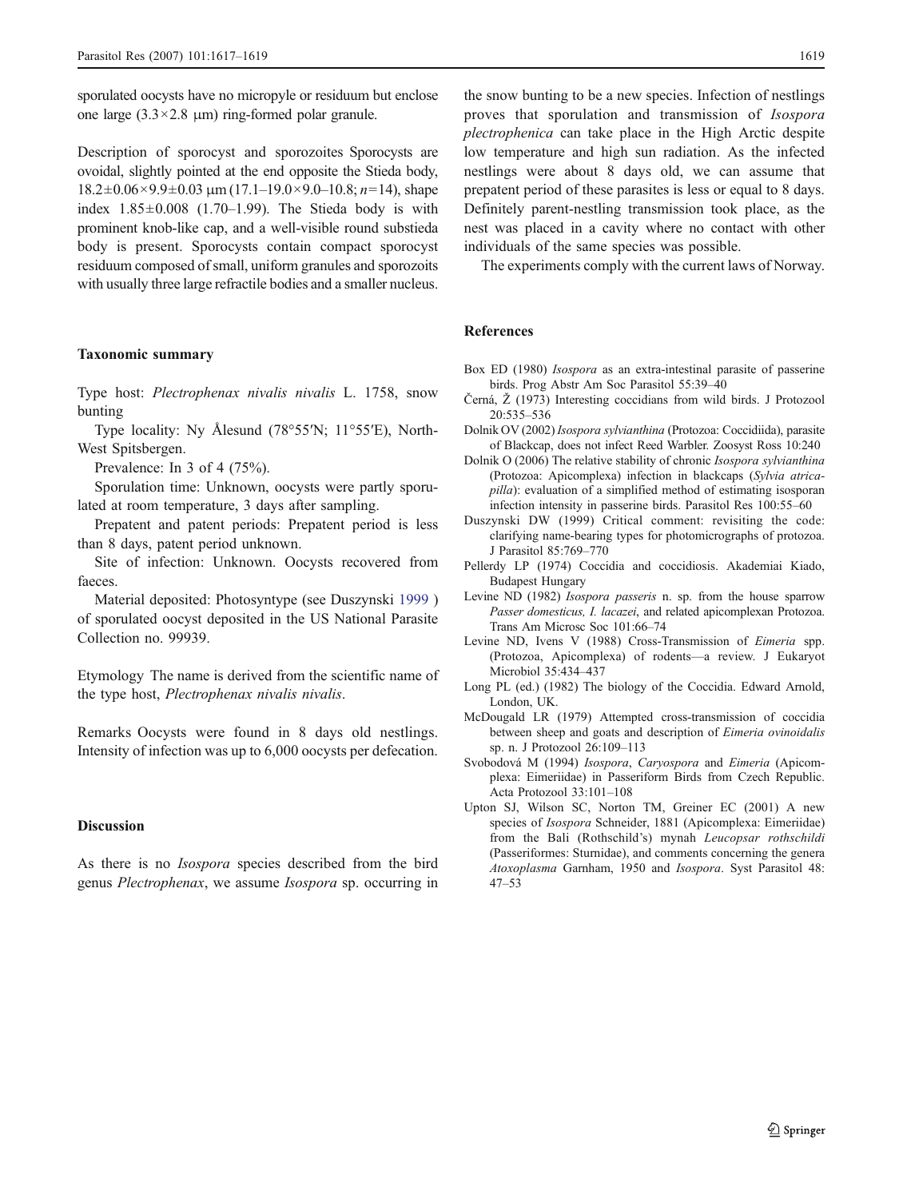sporulated oocysts have no micropyle or residuum but enclose one large (3.3×2.8 μm) ring-formed polar granule.

**Description of sporocyst and sporozoites** Sporocysts are ovoidal, slightly pointed at the end opposite the Stieda body, 18.2±0.06×9.9±0.03 μm (17.1–19.0×9.0–10.8; $n$=14), shape index 1.85±0.008 (1.70–1.99). The Stieda body is with prominent knob-like cap, and a well-visible round substieda body is present. Sporocysts contain compact sporocyst residuum composed of small, uniform granules and sporozoits with usually three large refractile bodies and a smaller nucleus.

### Taxonomic summary

Type host: *Plectrophenax nivalis nivalis* L. 1758, snow bunting

Type locality: Ny Ålesund (78°55′N; 11°55′E), North-West Spitsbergen.

Prevalence: In 3 of 4 (75%).

Sporulation time: Unknown, oocysts were partly sporulated at room temperature, 3 days after sampling.

Prepatent and patent periods: Prepatent period is less than 8 days, patent period unknown.

Site of infection: Unknown. Oocysts recovered from faeces.

Material deposited: Photosyntype (see Duszynski 1999 ) of sporulated oocyst deposited in the US National Parasite Collection no. 99939.

**Etymology** The name is derived from the scientific name of the type host, *Plectrophenax nivalis nivalis*.

**Remarks** Oocysts were found in 8 days old nestlings. Intensity of infection was up to 6,000 oocysts per defecation.

### Discussion

As there is no *Isospora* species described from the bird genus *Plectrophenax*, we assume *Isospora* sp. occurring in the snow bunting to be a new species. Infection of nestlings proves that sporulation and transmission of *Isospora plectrophenica* can take place in the High Arctic despite low temperature and high sun radiation. As the infected nestlings were about 8 days old, we can assume that prepatent period of these parasites is less or equal to 8 days. Definitely parent-nestling transmission took place, as the nest was placed in a cavity where no contact with other individuals of the same species was possible.

The experiments comply with the current laws of Norway.

### References

Box ED (1980) *Isospora* as an extra-intestinal parasite of passerine birds. Prog Abstr Am Soc Parasitol 55:39–40

Černá, Ž (1973) Interesting coccidians from wild birds. J Protozool 20:535–536

Dolnik OV (2002) *Isospora sylvianthina* (Protozoa: Coccidiida), parasite of Blackcap, does not infect Reed Warbler. Zoosyst Ross 10:240

Dolnik O (2006) The relative stability of chronic *Isospora sylvianthina* (Protozoa: Apicomplexa) infection in blackcaps (*Sylvia atricapilla*): evaluation of a simplified method of estimating isosporan infection intensity in passerine birds. Parasitol Res 100:55–60

Duszynski DW (1999) Critical comment: revisiting the code: clarifying name-bearing types for photomicrographs of protozoa. J Parasitol 85:769–770

Pellerdy LP (1974) Coccidia and coccidiosis. Akademiai Kiado, Budapest Hungary

Levine ND (1982) *Isospora passeris* n. sp. from the house sparrow *Passer domesticus, I. lacazei*, and related apicomplexan Protozoa. Trans Am Microsc Soc 101:66–74

Levine ND, Ivens V (1988) Cross-Transmission of *Eimeria* spp. (Protozoa, Apicomplexa) of rodents—a review. J Eukaryot Microbiol 35:434–437

Long PL (ed.) (1982) The biology of the Coccidia. Edward Arnold, London, UK.

McDougald LR (1979) Attempted cross-transmission of coccidia between sheep and goats and description of *Eimeria ovinoidalis* sp. n. J Protozool 26:109–113

Svobodová M (1994) *Isospora*, *Caryospora* and *Eimeria* (Apicomplexa: Eimeriidae) in Passeriform Birds from Czech Republic. Acta Protozool 33:101–108

Upton SJ, Wilson SC, Norton TM, Greiner EC (2001) A new species of *Isospora* Schneider, 1881 (Apicomplexa: Eimeriidae) from the Bali (Rothschild's) mynah *Leucopsar rothschildi* (Passeriformes: Sturnidae), and comments concerning the genera *Atoxoplasma* Garnham, 1950 and *Isospora*. Syst Parasitol 48: 47–53